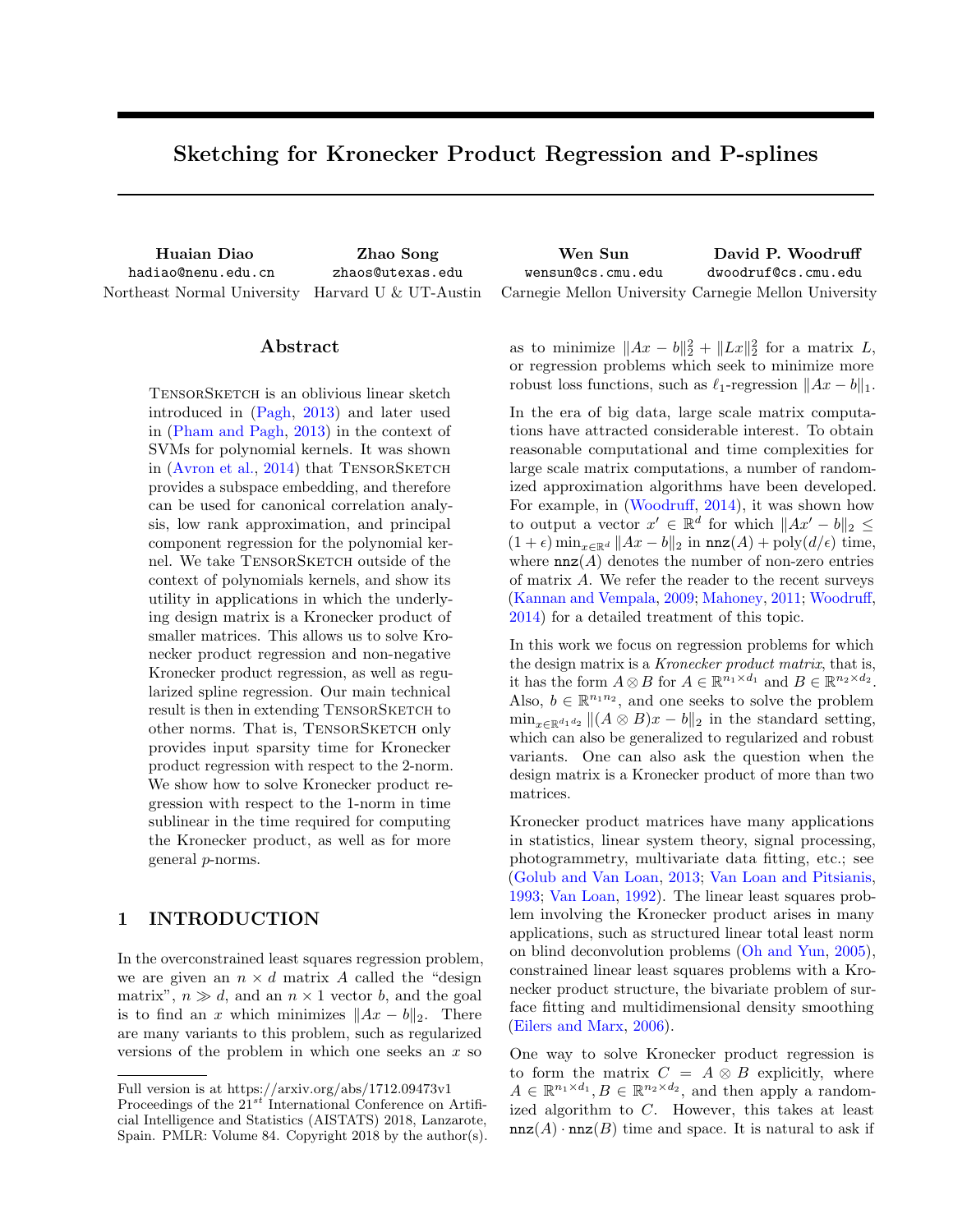# Sketching for Kronecker Product Regression and P-splines

**Huaian Diao**
hadiao@nenu.edu.cn
Northeast Normal University

**Zhao Song**
zhaos@utexas.edu
Harvard U & UT-Austin

**Wen Sun**
wensun@cs.cmu.edu
Carnegie Mellon University

**David P. Woodruff**
dwoodruf@cs.cmu.edu
Carnegie Mellon University

## Abstract

TensorSketch is an oblivious linear sketch introduced in (Pagh, 2013) and later used in (Pham and Pagh, 2013) in the context of SVMs for polynomial kernels. It was shown in (Avron et al., 2014) that TensorSketch provides a subspace embedding, and therefore can be used for canonical correlation analysis, low rank approximation, and principal component regression for the polynomial kernel. We take TensorSketch outside of the context of polynomials kernels, and show its utility in applications in which the underlying design matrix is a Kronecker product of smaller matrices. This allows us to solve Kronecker product regression and non-negative Kronecker product regression, as well as regularized spline regression. Our main technical result is then in extending TensorSketch to other norms. That is, TensorSketch only provides input sparsity time for Kronecker product regression with respect to the 2-norm. We show how to solve Kronecker product regression with respect to the 1-norm in time sublinear in the time required for computing the Kronecker product, as well as for more general $p$-norms.

## 1 INTRODUCTION

In the overconstrained least squares regression problem, we are given an $n \times d$ matrix $A$ called the "design matrix", $n \gg d$, and an $n \times 1$ vector $b$, and the goal is to find an $x$ which minimizes $\|Ax - b\|_2$. There are many variants to this problem, such as regularized versions of the problem in which one seeks an $x$ so as to minimize $\|Ax - b\|_2^2 + \|Lx\|_2^2$ for a matrix $L$, or regression problems which seek to minimize more robust loss functions, such as $\ell_1$-regression $\|Ax - b\|_1$.

In the era of big data, large scale matrix computations have attracted considerable interest. To obtain reasonable computational and time complexities for large scale matrix computations, a number of randomized approximation algorithms have been developed. For example, in (Woodruff, 2014), it was shown how to output a vector $x' \in \mathbb{R}^d$ for which $\|Ax' - b\|_2 \leq (1+\epsilon)\min_{x \in \mathbb{R}^d} \|Ax - b\|_2$ in $\mathtt{nnz}(A) + \mathrm{poly}(d/\epsilon)$ time, where $\mathtt{nnz}(A)$ denotes the number of non-zero entries of matrix $A$. We refer the reader to the recent surveys (Kannan and Vempala, 2009; Mahoney, 2011; Woodruff, 2014) for a detailed treatment of this topic.

In this work we focus on regression problems for which the design matrix is a *Kronecker product matrix*, that is, it has the form $A \otimes B$ for $A \in \mathbb{R}^{n_1 \times d_1}$ and $B \in \mathbb{R}^{n_2 \times d_2}$. Also, $b \in \mathbb{R}^{n_1 n_2}$, and one seeks to solve the problem $\min_{x \in \mathbb{R}^{d_1 d_2}} \|(A \otimes B)x - b\|_2$ in the standard setting, which can also be generalized to regularized and robust variants. One can also ask the question when the design matrix is a Kronecker product of more than two matrices.

Kronecker product matrices have many applications in statistics, linear system theory, signal processing, photogrammetry, multivariate data fitting, etc.; see (Golub and Van Loan, 2013; Van Loan and Pitsianis, 1993; Van Loan, 1992). The linear least squares problem involving the Kronecker product arises in many applications, such as structured linear total least norm on blind deconvolution problems (Oh and Yun, 2005), constrained linear least squares problems with a Kronecker product structure, the bivariate problem of surface fitting and multidimensional density smoothing (Eilers and Marx, 2006).

One way to solve Kronecker product regression is to form the matrix $C = A \otimes B$ explicitly, where $A \in \mathbb{R}^{n_1 \times d_1}, B \in \mathbb{R}^{n_2 \times d_2}$, and then apply a randomized algorithm to $C$. However, this takes at least $\mathtt{nnz}(A) \cdot \mathtt{nnz}(B)$ time and space. It is natural to ask if

Full version is at https://arxiv.org/abs/1712.09473v1
Proceedings of the $21^{st}$ International Conference on Artificial Intelligence and Statistics (AISTATS) 2018, Lanzarote, Spain. PMLR: Volume 84. Copyright 2018 by the author(s).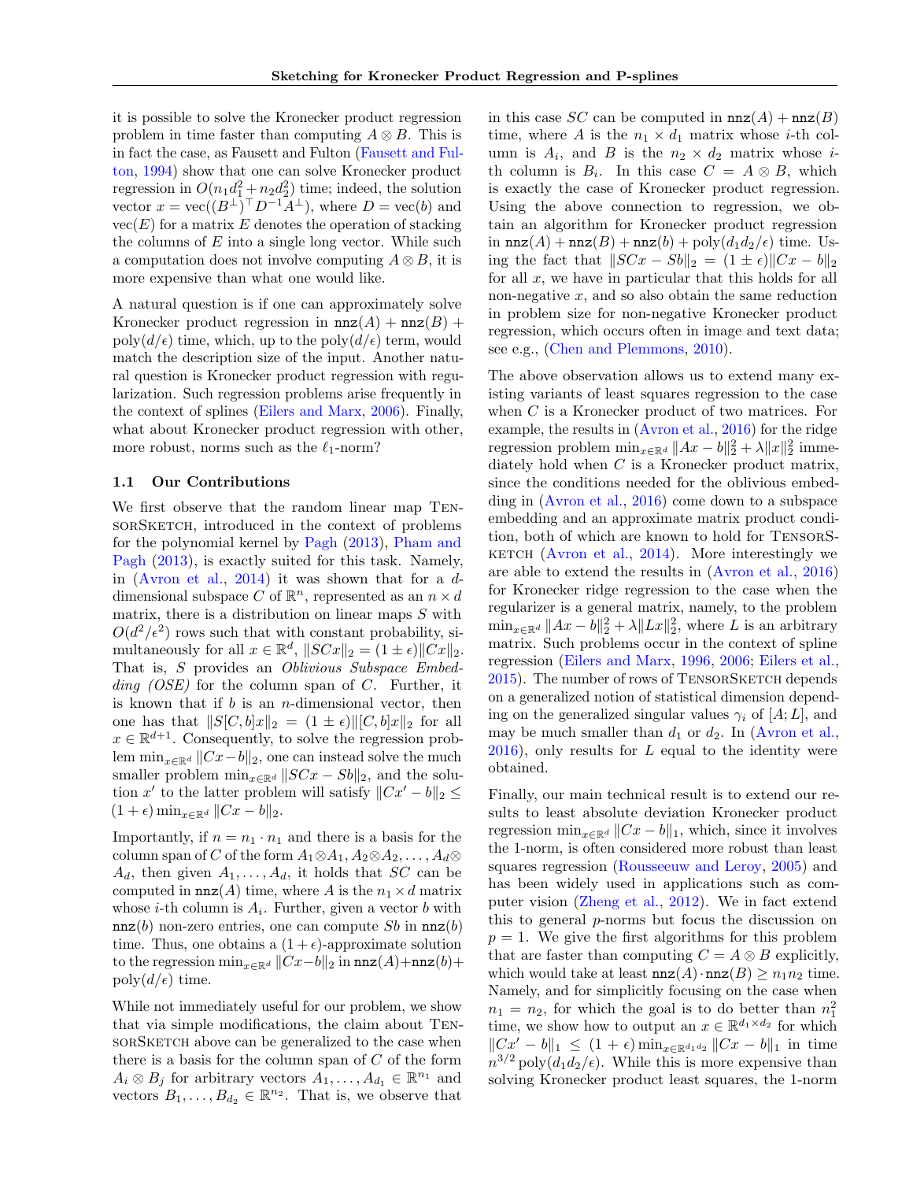it is possible to solve the Kronecker product regression problem in time faster than computing $A \otimes B$. This is in fact the case, as Fausett and Fulton (Fausett and Fulton, 1994) show that one can solve Kronecker product regression in $O(n_1 d_1^2 + n_2 d_2^2)$ time; indeed, the solution vector $x = \text{vec}((B^{\perp})^\top D^{-1} A^{\perp})$, where $D = \text{vec}(b)$ and $\text{vec}(E)$ for a matrix $E$ denotes the operation of stacking the columns of $E$ into a single long vector. While such a computation does not involve computing $A \otimes B$, it is more expensive than what one would like.

A natural question is if one can approximately solve Kronecker product regression in $\texttt{nnz}(A) + \texttt{nnz}(B) + \text{poly}(d/\epsilon)$ time, which, up to the $\text{poly}(d/\epsilon)$ term, would match the description size of the input. Another natural question is Kronecker product regression with regularization. Such regression problems arise frequently in the context of splines (Eilers and Marx, 2006). Finally, what about Kronecker product regression with other, more robust, norms such as the $\ell_1$-norm?

### 1.1 Our Contributions

We first observe that the random linear map TensorSketch, introduced in the context of problems for the polynomial kernel by Pagh (2013), Pham and Pagh (2013), is exactly suited for this task. Namely, in (Avron et al., 2014) it was shown that for a $d$-dimensional subspace $C$ of $\mathbb{R}^n$, represented as an $n \times d$ matrix, there is a distribution on linear maps $S$ with $O(d^2/\epsilon^2)$ rows such that with constant probability, simultaneously for all $x \in \mathbb{R}^d$, $\|SCx\|_2 = (1 \pm \epsilon)\|Cx\|_2$. That is, $S$ provides an *Oblivious Subspace Embedding (OSE)* for the column span of $C$. Further, it is known that if $b$ is an $n$-dimensional vector, then one has that $\|S[C, b]x\|_2 = (1 \pm \epsilon)\|[C, b]x\|_2$ for all $x \in \mathbb{R}^{d+1}$. Consequently, to solve the regression problem $\min_{x \in \mathbb{R}^d} \|Cx - b\|_2$, one can instead solve the much smaller problem $\min_{x \in \mathbb{R}^d} \|SCx - Sb\|_2$, and the solution $x'$ to the latter problem will satisfy $\|Cx' - b\|_2 \leq (1 + \epsilon) \min_{x \in \mathbb{R}^d} \|Cx - b\|_2$.

Importantly, if $n = n_1 \cdot n_1$ and there is a basis for the column span of $C$ of the form $A_1 \otimes A_1, A_2 \otimes A_2, \ldots, A_d \otimes A_d$, then given $A_1, \ldots, A_d$, it holds that $SC$ can be computed in $\texttt{nnz}(A)$ time, where $A$ is the $n_1 \times d$ matrix whose $i$-th column is $A_i$. Further, given a vector $b$ with $\texttt{nnz}(b)$ non-zero entries, one can compute $Sb$ in $\texttt{nnz}(b)$ time. Thus, one obtains a $(1+\epsilon)$-approximate solution to the regression $\min_{x \in \mathbb{R}^d} \|Cx - b\|_2$ in $\texttt{nnz}(A) + \texttt{nnz}(b) + \text{poly}(d/\epsilon)$ time.

While not immediately useful for our problem, we show that via simple modifications, the claim about TensorSketch above can be generalized to the case when there is a basis for the column span of $C$ of the form $A_i \otimes B_j$ for arbitrary vectors $A_1, \ldots, A_{d_1} \in \mathbb{R}^{n_1}$ and vectors $B_1, \ldots, B_{d_2} \in \mathbb{R}^{n_2}$. That is, we observe that in this case $SC$ can be computed in $\texttt{nnz}(A) + \texttt{nnz}(B)$ time, where $A$ is the $n_1 \times d_1$ matrix whose $i$-th column is $A_i$, and $B$ is the $n_2 \times d_2$ matrix whose $i$-th column is $B_i$. In this case $C = A \otimes B$, which is exactly the case of Kronecker product regression. Using the above connection to regression, we obtain an algorithm for Kronecker product regression in $\texttt{nnz}(A) + \texttt{nnz}(B) + \texttt{nnz}(b) + \text{poly}(d_1 d_2/\epsilon)$ time. Using the fact that $\|SCx - Sb\|_2 = (1 \pm \epsilon)\|Cx - b\|_2$ for all $x$, we have in particular that this holds for all non-negative $x$, and so also obtain the same reduction in problem size for non-negative Kronecker product regression, which occurs often in image and text data; see e.g., (Chen and Plemmons, 2010).

The above observation allows us to extend many existing variants of least squares regression to the case when $C$ is a Kronecker product of two matrices. For example, the results in (Avron et al., 2016) for the ridge regression problem $\min_{x \in \mathbb{R}^d} \|Ax - b\|_2^2 + \lambda\|x\|_2^2$ immediately hold when $C$ is a Kronecker product matrix, since the conditions needed for the oblivious embedding in (Avron et al., 2016) come down to a subspace embedding and an approximate matrix product condition, both of which are known to hold for TensorSketch (Avron et al., 2014). More interestingly we are able to extend the results in (Avron et al., 2016) for Kronecker ridge regression to the case when the regularizer is a general matrix, namely, to the problem $\min_{x \in \mathbb{R}^d} \|Ax - b\|_2^2 + \lambda\|Lx\|_2^2$, where $L$ is an arbitrary matrix. Such problems occur in the context of spline regression (Eilers and Marx, 1996, 2006; Eilers et al., 2015). The number of rows of TensorSketch depends on a generalized notion of statistical dimension depending on the generalized singular values $\gamma_i$ of $[A; L]$, and may be much smaller than $d_1$ or $d_2$. In (Avron et al., 2016), only results for $L$ equal to the identity were obtained.

Finally, our main technical result is to extend our results to least absolute deviation Kronecker product regression $\min_{x \in \mathbb{R}^d} \|Cx - b\|_1$, which, since it involves the 1-norm, is often considered more robust than least squares regression (Rousseeuw and Leroy, 2005) and has been widely used in applications such as computer vision (Zheng et al., 2012). We in fact extend this to general $p$-norms but focus the discussion on $p = 1$. We give the first algorithms for this problem that are faster than computing $C = A \otimes B$ explicitly, which would take at least $\texttt{nnz}(A) \cdot \texttt{nnz}(B) \geq n_1 n_2$ time. Namely, and for simplicity focusing on the case when $n_1 = n_2$, for which the goal is to do better than $n_1^2$ time, we show how to output an $x \in \mathbb{R}^{d_1 \times d_2}$ for which $\|Cx' - b\|_1 \leq (1 + \epsilon) \min_{x \in \mathbb{R}^{d_1 d_2}} \|Cx - b\|_1$ in time $n^{3/2} \text{poly}(d_1 d_2/\epsilon)$. While this is more expensive than solving Kronecker product least squares, the 1-norm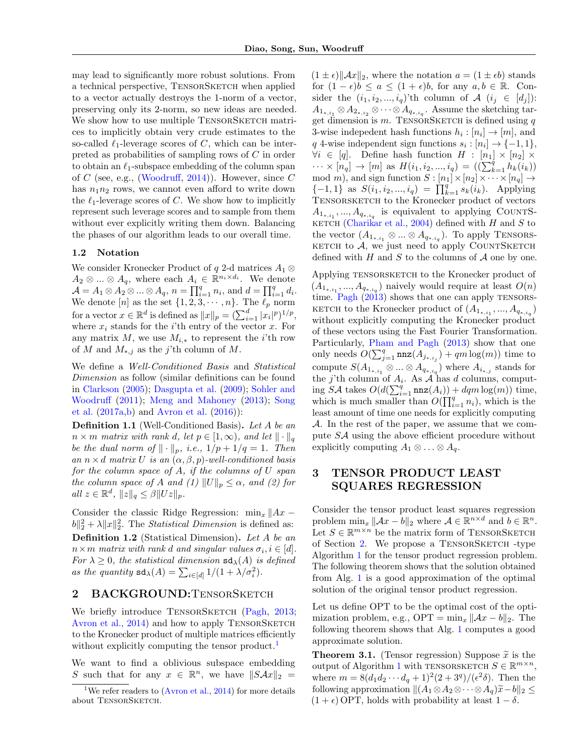may lead to significantly more robust solutions. From a technical perspective, TensorSketch when applied to a vector actually destroys the 1-norm of a vector, preserving only its 2-norm, so new ideas are needed. We show how to use multiple TensorSketch matrices to implicitly obtain very crude estimates to the so-called $\ell_1$-leverage scores of $C$, which can be interpreted as probabilities of sampling rows of $C$ in order to obtain an $\ell_1$-subspace embedding of the column span of $C$ (see, e.g., (Woodruff, 2014)). However, since $C$ has $n_1 n_2$ rows, we cannot even afford to write down the $\ell_1$-leverage scores of $C$. We show how to implicitly represent such leverage scores and to sample from them without ever explicitly writing them down. Balancing the phases of our algorithm leads to our overall time.

### 1.2 Notation

We consider Kronecker Product of $q$ 2-d matrices $A_1 \otimes A_2 \otimes ... \otimes A_q$, where each $A_i \in \mathbb{R}^{n_i \times d_i}$. We denote $\mathcal{A} = A_1 \otimes A_2 \otimes ... \otimes A_q$, $n = \prod_{i=1}^q n_i$, and $d = \prod_{i=1}^q d_i$. We denote $[n]$ as the set $\{1, 2, 3, \cdots, n\}$. The $\ell_p$ norm for a vector $x \in \mathbb{R}^d$ is defined as $\|x\|_p = (\sum_{i=1}^d |x_i|^p)^{1/p}$, where $x_i$ stands for the $i$'th entry of the vector $x$. For any matrix $M$, we use $M_{i,*}$ to represent the $i$'th row of $M$ and $M_{*,j}$ as the $j$'th column of $M$.

We define a *Well-Conditioned Basis* and *Statistical Dimension* as follow (similar definitions can be found in Clarkson (2005); Dasgupta et al. (2009); Sohler and Woodruff (2011); Meng and Mahoney (2013); Song et al. (2017a,b) and Avron et al. (2016)):

**Definition 1.1** (Well-Conditioned Basis)**.** *Let $A$ be an $n \times m$ matrix with rank $d$, let $p \in [1, \infty)$, and let $\| \cdot \|_q$ be the dual norm of $\| \cdot \|_p$, i.e., $1/p + 1/q = 1$. Then an $n \times d$ matrix $U$ is an $(\alpha, \beta, p)$-well-conditioned basis for the column space of $A$, if the columns of $U$ span the column space of $A$ and (1) $\|U\|_p \leq \alpha$, and (2) for all $z \in \mathbb{R}^d$, $\|z\|_q \leq \beta \|Uz\|_p$.*

Consider the classic Ridge Regression: $\min_x \|Ax - b\|_2^2 + \lambda \|x\|_2^2$. The *Statistical Dimension* is defined as:

**Definition 1.2** (Statistical Dimension)**.** *Let $A$ be an $n \times m$ matrix with rank $d$ and singular values $\sigma_i, i \in [d]$. For $\lambda \geq 0$, the statistical dimension $\mathtt{sd}_\lambda(A)$ is defined as the quantity $\mathtt{sd}_\lambda(A) = \sum_{i \in [d]} 1/(1 + \lambda/\sigma_i^2)$.*

## 2 BACKGROUND:TensorSketch

We briefly introduce TensorSketch (Pagh, 2013; Avron et al., 2014) and how to apply TensorSketch to the Kronecker product of multiple matrices efficiently without explicitly computing the tensor product.[1]

We want to find a oblivious subspace embedding $S$ such that for any $x \in \mathbb{R}^n$, we have $\|S\mathcal{A}x\|_2 = (1 \pm \epsilon)\|\mathcal{A}x\|_2$, where the notation $a = (1 \pm \epsilon b)$ stands for $(1 - \epsilon)b \leq a \leq (1 + \epsilon)b$, for any $a, b \in \mathbb{R}$. Consider the $(i_1, i_2, ..., i_q)$'th column of $\mathcal{A}$ ($i_j \in [d_j]$): $A_{1_{*,i_1}} \otimes A_{2_{*,i_2}} \otimes \cdots \otimes A_{q_{*,i_q}}$. Assume the sketching target dimension is $m$. TensorSketch is defined using $q$ 3-wise indepedent hash functions $h_i : [n_i] \to [m]$, and $q$ 4-wise independent sign functions $s_i : [n_i] \to \{-1, 1\}$, $\forall i \in [q]$. Define hash function $H : [n_1] \times [n_2] \times \cdots \times [n_q] \to [m]$ as $H(i_1, i_2, ..., i_q) = ((\sum_{k=1}^q h_k(i_k)) \bmod m)$, and sign function $S : [n_1] \times [n_2] \times \cdots \times [n_q] \to \{-1, 1\}$ as $S(i_1, i_2, ..., i_q) = \prod_{k=1}^q s_k(i_k)$. Applying TensorSketch to the Kronecker product of vectors $A_{1_{*,i_1}}, ..., A_{q_{*,i_q}}$ is equivalent to applying CountSketch (Charikar et al., 2004) defined with $H$ and $S$ to the vector $(A_{1_{*,i_1}} \otimes ... \otimes A_{q_{*,i_q}})$. To apply TensorSketch to $\mathcal{A}$, we just need to apply CountSketch defined with $H$ and $S$ to the columns of $\mathcal{A}$ one by one.

Applying tensorsketch to the Kronecker product of $(A_{1_{*,i_1}}, ..., A_{q_{*,i_q}})$ naively would require at least $O(n)$ time. Pagh (2013) shows that one can apply tensorsketch to the Kronecker product of $(A_{1_{*,i_1}}, ..., A_{q_{*,i_q}})$ without explicitly computing the Kronecker product of these vectors using the Fast Fourier Transformation. Particularly, Pham and Pagh (2013) show that one only needs $O(\sum_{j=1}^q \mathtt{nnz}(A_{j_{*,i_j}}) + qm \log(m))$ time to compute $S(A_{1_{*,i_1}} \otimes ... \otimes A_{q_{*,i_q}})$ where $A_{i_{*,j}}$ stands for the $j$'th column of $A_i$. As $\mathcal{A}$ has $d$ columns, computing $S\mathcal{A}$ takes $O(d(\sum_{i=1}^q \mathtt{nnz}(A_i)) + dqm \log(m))$ time, which is much smaller than $O(\prod_{i=1}^q n_i)$, which is the least amount of time one needs for explicitly computing $\mathcal{A}$. In the rest of the paper, we assume that we compute $S\mathcal{A}$ using the above efficient procedure without explicitly computing $A_1 \otimes \ldots \otimes A_q$.

## 3 TENSOR PRODUCT LEAST SQUARES REGRESSION

Consider the tensor product least squares regression problem $\min_x \|\mathcal{A}x - b\|_2$ where $\mathcal{A} \in \mathbb{R}^{n \times d}$ and $b \in \mathbb{R}^n$. Let $S \in \mathbb{R}^{m \times n}$ be the matrix form of TensorSketch of Section 2. We propose a TensorSketch -type Algorithm 1 for the tensor product regression problem. The following theorem shows that the solution obtained from Alg. 1 is a good approximation of the optimal solution of the original tensor product regression.

Let us define OPT to be the optimal cost of the optimization problem, e.g., $\mathrm{OPT} = \min_x \|\mathcal{A}x - b\|_2$. The following theorem shows that Alg. 1 computes a good approximate solution.

**Theorem 3.1.** (Tensor regression) Suppose $\widetilde{x}$ is the output of Algorithm 1 with tensorsketch $S \in \mathbb{R}^{m \times n}$, where $m = 8(d_1 d_2 \cdots d_q + 1)^2(2 + 3^q)/(\epsilon^2 \delta)$. Then the following approximation $\|(A_1 \otimes A_2 \otimes \cdots \otimes A_q)\widetilde{x} - b\|_2 \leq (1 + \epsilon)\,\mathrm{OPT}$, holds with probability at least $1 - \delta$.

[1] We refer readers to (Avron et al., 2014) for more details about TensorSketch.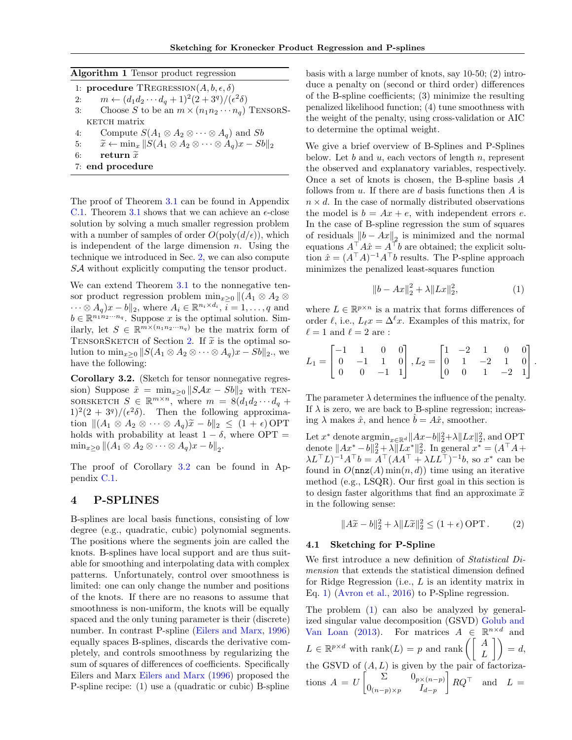**Algorithm 1** Tensor product regression

```
1: procedure TREGRESSION(A, b, ϵ, δ)
2:     m ← (d_1 d_2 ··· d_q + 1)^2 (2 + 3^q)/(ϵ^2 δ)
3:     Choose S to be an m × (n_1 n_2 ··· n_q) TENSORSKETCH matrix
4:     Compute S(A_1 ⊗ A_2 ⊗ ··· ⊗ A_q) and Sb
5:     x̃ ← min_x ||S(A_1 ⊗ A_2 ⊗ ··· ⊗ A_q)x − Sb||_2
6:     return x̃
7: end procedure
```

The proof of Theorem 3.1 can be found in Appendix C.1. Theorem 3.1 shows that we can achieve an $\epsilon$-close solution by solving a much smaller regression problem with a number of samples of order $O(\mathrm{poly}(d/\epsilon))$, which is independent of the large dimension $n$. Using the technique we introduced in Sec. 2, we can also compute $S\mathcal{A}$ without explicitly computing the tensor product.

We can extend Theorem 3.1 to the nonnegative tensor product regression problem $\min_{x\geq 0} \|(A_1 \otimes A_2 \otimes \cdots \otimes A_q)x - b\|_2$, where $A_i \in \mathbb{R}^{n_i \times d_i}$, $i = 1, \ldots, q$ and $b \in \mathbb{R}^{n_1 n_2 \cdots n_q}$. Suppose $x$ is the optimal solution. Similarly, let $S \in \mathbb{R}^{m \times (n_1 n_2 \cdots n_q)}$ be the matrix form of TensorSketch of Section 2. If $\widetilde{x}$ is the optimal solution to $\min_{x \geq 0} \|S(A_1 \otimes A_2 \otimes \cdots \otimes A_q)x - Sb\|_2$., we have the following:

**Corollary 3.2.** (Sketch for tensor nonnegative regression) *Suppose $\tilde{x} = \min_{x\geq 0} \|S\mathcal{A}x - Sb\|_2$ with* TensorSketch *$S \in \mathbb{R}^{m\times n}$, where $m = 8(d_1 d_2 \cdots d_q + 1)^2(2 + 3^q)/(\epsilon^2\delta)$. Then the following approximation $\|(A_1 \otimes A_2 \otimes \cdots \otimes A_q)\widetilde{x} - b\|_2 \leq (1 + \epsilon)\,\mathrm{OPT}$ holds with probability at least $1 - \delta$, where $\mathrm{OPT} = \min_{x\geq 0} \|(A_1 \otimes A_2 \otimes \cdots \otimes A_q)x - b\|_2$.*

The proof of Corollary 3.2 can be found in Appendix C.1.

## 4 P-SPLINES

B-splines are local basis functions, consisting of low degree (e.g., quadratic, cubic) polynomial segments. The positions where the segments join are called the knots. B-splines have local support and are thus suitable for smoothing and interpolating data with complex patterns. Unfortunately, control over smoothness is limited: one can only change the number and positions of the knots. If there are no reasons to assume that smoothness is non-uniform, the knots will be equally spaced and the only tuning parameter is their (discrete) number. In contrast P-spline (Eilers and Marx, 1996) equally spaces B-splines, discards the derivative completely, and controls smoothness by regularizing the sum of squares of differences of coefficients. Specifically Eilers and Marx Eilers and Marx (1996) proposed the P-spline recipe: (1) use a (quadratic or cubic) B-spline basis with a large number of knots, say 10-50; (2) introduce a penalty on (second or third order) differences of the B-spline coefficients; (3) minimize the resulting penalized likelihood function; (4) tune smoothness with the weight of the penalty, using cross-validation or AIC to determine the optimal weight.

We give a brief overview of B-Splines and P-Splines below. Let $b$ and $u$, each vectors of length $n$, represent the observed and explanatory variables, respectively. Once a set of knots is chosen, the B-spline basis $A$ follows from $u$. If there are $d$ basis functions then $A$ is $n \times d$. In the case of normally distributed observations the model is $b = Ax + e$, with independent errors $e$. In the case of B-spline regression the sum of squares of residuals $\|b - Ax\|_2$ is minimized and the normal equations $A^\top A\hat{x} = A^\top b$ are obtained; the explicit solution $\hat{x} = (A^\top A)^{-1}A^\top b$ results. The P-spline approach minimizes the penalized least-squares function

$$\|b - Ax\|_2^2 + \lambda\|Lx\|_2^2, \tag{1}$$

where $L \in \mathbb{R}^{p\times n}$ is a matrix that forms differences of order $\ell$, i.e., $L_\ell x = \Delta^\ell x$. Examples of this matrix, for $\ell = 1$ and $\ell = 2$ are :

$$L_1 = \begin{bmatrix} -1 & 1 & 0 & 0 \\ 0 & -1 & 1 & 0 \\ 0 & 0 & -1 & 1 \end{bmatrix}, L_2 = \begin{bmatrix} 1 & -2 & 1 & 0 & 0 \\ 0 & 1 & -2 & 1 & 0 \\ 0 & 0 & 1 & -2 & 1 \end{bmatrix}.$$

The parameter $\lambda$ determines the influence of the penalty. If $\lambda$ is zero, we are back to B-spline regression; increasing $\lambda$ makes $\hat{x}$, and hence $\hat{b} = A\hat{x}$, smoother.

Let $x^*$ denote $\mathrm{argmin}_{x\in\mathbb{R}^d} \|Ax - b\|_2^2 + \lambda\|Lx\|_2^2$, and OPT denote $\|Ax^* - b\|_2^2 + \lambda\|Lx^*\|_2^2$. In general $x^* = (A^\top A + \lambda L^\top L)^{-1}A^\top b = A^\top(AA^\top + \lambda LL^\top)^{-1}b$, so $x^*$ can be found in $O(\mathtt{nnz}(A)\min(n, d))$ time using an iterative method (e.g., LSQR). Our first goal in this section is to design faster algorithms that find an approximate $\widetilde{x}$ in the following sense:

$$\|A\widetilde{x} - b\|_2^2 + \lambda\|L\widetilde{x}\|_2^2 \leq (1 + \epsilon)\,\mathrm{OPT}. \tag{2}$$

### 4.1 Sketching for P-Spline

We first introduce a new definition of *Statistical Dimension* that extends the statistical dimension defined for Ridge Regression (i.e., $L$ is an identity matrix in Eq. 1) (Avron et al., 2016) to P-Spline regression.

The problem (1) can also be analyzed by generalized singular value decomposition (GSVD) Golub and Van Loan (2013). For matrices $A \in \mathbb{R}^{n\times d}$ and $L \in \mathbb{R}^{p\times d}$ with $\mathrm{rank}(L) = p$ and $\mathrm{rank}\left(\begin{bmatrix} A \\ L \end{bmatrix}\right) = d$, the GSVD of $(A, L)$ is given by the pair of factorizations $A = U \begin{bmatrix} \Sigma & 0_{p\times(n-p)} \\ 0_{(n-p)\times p} & I_{d-p} \end{bmatrix} RQ^\top$ and $L =$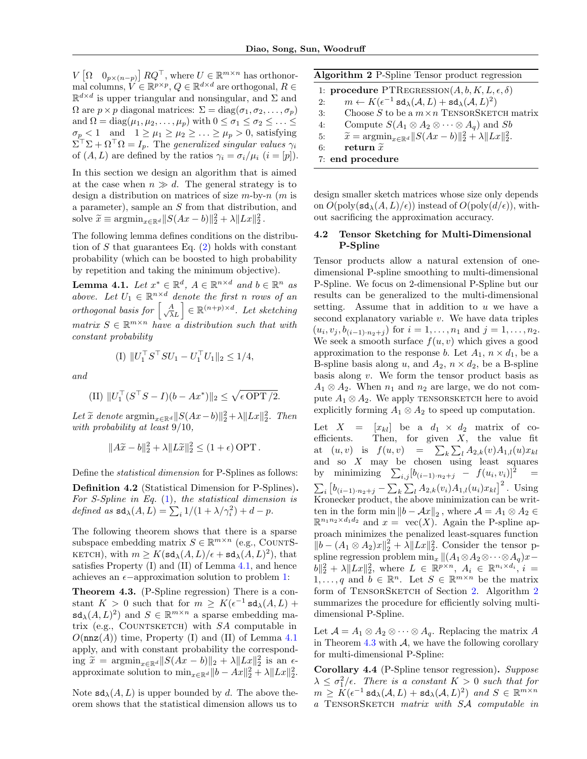$V \begin{bmatrix} \Omega & 0_{p\times(n-p)} \end{bmatrix} RQ^\top$, where $U \in \mathbb{R}^{m\times n}$ has orthonormal columns, $V \in \mathbb{R}^{p\times p}$, $Q \in \mathbb{R}^{d\times d}$ are orthogonal, $R \in \mathbb{R}^{d\times d}$ is upper triangular and nonsingular, and $\Sigma$ and $\Omega$ are $p\times p$ diagonal matrices: $\Sigma = \mathrm{diag}(\sigma_1, \sigma_2, \ldots, \sigma_p)$ and $\Omega = \mathrm{diag}(\mu_1, \mu_2, \ldots, \mu_p)$ with $0 \le \sigma_1 \le \sigma_2 \le \ldots \le \sigma_p < 1$ and $1 \ge \mu_1 \ge \mu_2 \ge \ldots \ge \mu_p > 0$, satisfying $\Sigma^\top\Sigma + \Omega^\top\Omega = I_p$. The *generalized singular values* $\gamma_i$ of $(A, L)$ are defined by the ratios $\gamma_i = \sigma_i/\mu_i$ $(i = [p])$.

In this section we design an algorithm that is aimed at the case when $n \gg d$. The general strategy is to design a distribution on matrices of size $m$-by-$n$ ($m$ is a parameter), sample an $S$ from that distribution, and solve $\widetilde{x} \equiv \mathrm{argmin}_{x\in\mathbb{R}^d}\|S(Ax-b)\|_2^2 + \lambda\|Lx\|_2^2$.

The following lemma defines conditions on the distribution of $S$ that guarantees Eq. (2) holds with constant probability (which can be boosted to high probability by repetition and taking the minimum objective).

**Lemma 4.1.** *Let $x^* \in \mathbb{R}^d$, $A \in \mathbb{R}^{n\times d}$ and $b \in \mathbb{R}^n$ as above. Let $U_1 \in \mathbb{R}^{n\times d}$ denote the first $n$ rows of an orthogonal basis for $\begin{bmatrix} A \\ \sqrt{\lambda}L \end{bmatrix} \in \mathbb{R}^{(n+p)\times d}$. Let sketching matrix $S \in \mathbb{R}^{m\times n}$ have a distribution such that with constant probability*

$$\text{(I) } \|U_1^\top S^\top S U_1 - U_1^\top U_1\|_2 \le 1/4,$$

*and*

$$\text{(II) } \|U_1^\top(S^\top S - I)(b - Ax^*)\|_2 \le \sqrt{\epsilon \,\mathrm{OPT}/2}.$$

*Let $\widetilde{x}$ denote $\mathrm{argmin}_{x\in\mathbb{R}^d}\|S(Ax-b)\|_2^2 + \lambda\|Lx\|_2^2$. Then with probability at least 9/10,*

$$\|A\widetilde{x} - b\|_2^2 + \lambda\|L\widetilde{x}\|_2^2 \le (1+\epsilon)\,\mathrm{OPT}.$$

Define the *statistical dimension* for P-Splines as follows:

**Definition 4.2** (Statistical Dimension for P-Splines)**.** *For S-Spline in Eq. (1), the statistical dimension is defined as $\mathtt{sd}_\lambda(A, L) = \sum_i 1/(1 + \lambda/\gamma_i^2) + d - p$.*

The following theorem shows that there is a sparse subspace embedding matrix $S \in \mathbb{R}^{m\times n}$ (e.g., CountSketch), with $m \ge K(\mathtt{sd}_\lambda(A, L)/\epsilon + \mathtt{sd}_\lambda(A, L)^2)$, that satisfies Property (I) and (II) of Lemma 4.1, and hence achieves an $\epsilon-$approximation solution to problem 1:

**Theorem 4.3.** (P-Spline regression) There is a constant $K > 0$ such that for $m \ge K(\epsilon^{-1}\,\mathtt{sd}_\lambda(A, L) + \mathtt{sd}_\lambda(A, L)^2)$ and $S \in \mathbb{R}^{m\times n}$ a sparse embedding matrix (e.g., CountSketch) with $SA$ computable in $O(\mathtt{nnz}(A))$ time, Property (I) and (II) of Lemma 4.1 apply, and with constant probability the corresponding $\widetilde{x} = \mathrm{argmin}_{x\in\mathbb{R}^d}\|S(Ax-b)\|_2 + \lambda\|Lx\|_2^2$ is an $\epsilon$-approximate solution to $\min_{x\in\mathbb{R}^d}\|b - Ax\|_2^2 + \lambda\|Lx\|_2^2$.

Note $\mathtt{sd}_\lambda(A, L)$ is upper bounded by $d$. The above theorem shows that the statistical dimension allows us to design smaller sketch matrices whose size only depends on $O(\mathrm{poly}(\mathtt{sd}_\lambda(A, L)/\epsilon))$ instead of $O(\mathrm{poly}(d/\epsilon))$, without sacrificing the approximation accuracy.

**Algorithm 2** P-Spline Tensor product regression

```
1: procedure PTRegression(A, b, K, L, ε, δ)
2:     m ← K(ε^{-1} sd_λ(𝒜, L) + sd_λ(𝒜, L)^2)
3:     Choose S to be a m×n TensorSketch matrix
4:     Compute S(A_1 ⊗ A_2 ⊗ ··· ⊗ A_q) and Sb
5:     x̃ = argmin_{x∈R^d} ||S(Ax − b)||_2^2 + λ||Lx||_2^2.
6:     return x̃
7: end procedure
```

### 4.2 Tensor Sketching for Multi-Dimensional P-Spline

Tensor products allow a natural extension of one-dimensional P-spline smoothing to multi-dimensional P-Spline. We focus on 2-dimensional P-Spline but our results can be generalized to the multi-dimensional setting. Assume that in addition to $u$ we have a second explanatory variable $v$. We have data triples $(u_i, v_j, b_{(i-1)\cdot n_2 + j})$ for $i = 1, \ldots, n_1$ and $j = 1, \ldots, n_2$. We seek a smooth surface $f(u, v)$ which gives a good approximation to the response $b$. Let $A_1$, $n\times d_1$, be a B-spline basis along $u$, and $A_2$, $n\times d_2$, be a B-spline basis along $v$. We form the tensor product basis as $A_1 \otimes A_2$. When $n_1$ and $n_2$ are large, we do not compute $A_1 \otimes A_2$. We apply TensorSketch here to avoid explicitly forming $A_1 \otimes A_2$ to speed up computation.

Let $X = [x_{kl}]$ be a $d_1 \times d_2$ matrix of coefficients. Then, for given $X$, the value fit at $(u, v)$ is $f(u, v) = \sum_k\sum_l A_{2,k}(v)A_{1,l}(u)x_{kl}$ and so $X$ may be chosen using least squares by minimizing $\sum_{i,j}[b_{(i-1)\cdot n_2+j} - f(u_i, v_i)]^2 = \sum_i\left[b_{(i-1)\cdot n_2+j} - \sum_k\sum_l A_{2,k}(v_i)A_{1,l}(u_i)x_{kl}\right]^2$. Using Kronecker product, the above minimization can be written in the form $\min\|b - \mathcal{A}x\|_2$, where $\mathcal{A} = A_1 \otimes A_2 \in \mathbb{R}^{n_1n_2\times d_1d_2}$ and $x = \mathrm{vec}(X)$. Again the P-spline approach minimizes the penalized least-squares function $\|b - (A_1 \otimes A_2)x\|_2^2 + \lambda\|Lx\|_2^2$. Consider the tensor p-spline regression problem $\min_x \|(A_1\otimes A_2\otimes\cdots\otimes A_q)x - b\|_2^2 + \lambda\|Lx\|_2^2$, where $L \in \mathbb{R}^{p\times n}$, $A_i \in \mathbb{R}^{n_i\times d_i}$, $i = 1, \ldots, q$ and $b \in \mathbb{R}^n$. Let $S \in \mathbb{R}^{m\times n}$ be the matrix form of TensorSketch of Section 2. Algorithm 2 summarizes the procedure for efficiently solving multi-dimensional P-Spline.

Let $\mathcal{A} = A_1 \otimes A_2 \otimes \cdots \otimes A_q$. Replacing the matrix $A$ in Theorem 4.3 with $\mathcal{A}$, we have the following corollary for multi-dimensional P-Spline:

**Corollary 4.4** (P-Spline tensor regression)**.** *Suppose $\lambda \le \sigma_1^2/\epsilon$. There is a constant $K > 0$ such that for $m \ge K(\epsilon^{-1}\,\mathtt{sd}_\lambda(\mathcal{A}, L) + \mathtt{sd}_\lambda(\mathcal{A}, L)^2)$ and $S \in \mathbb{R}^{m\times n}$ a TensorSketch matrix with $S\mathcal{A}$ computable in*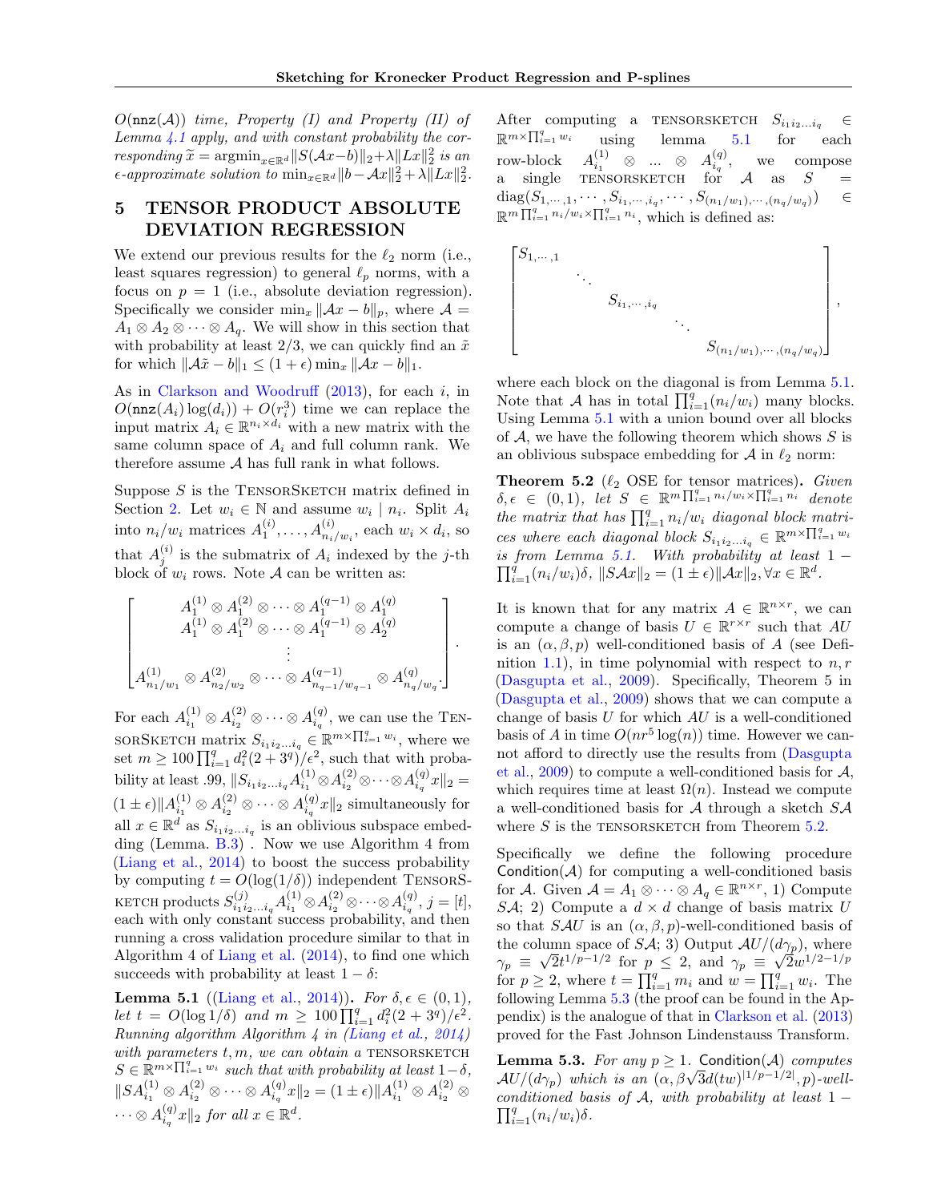$O(\mathtt{nnz}(\mathcal{A}))$ *time, Property (I) and Property (II) of Lemma 4.1 apply, and with constant probability the corresponding* $\widetilde{x} = \operatorname{argmin}_{x\in\mathbb{R}^d}\|S(\mathcal{A}x-b)\|_2+\lambda\|Lx\|_2^2$ *is an* $\epsilon$*-approximate solution to* $\min_{x\in\mathbb{R}^d}\|b-\mathcal{A}x\|_2^2+\lambda\|Lx\|_2^2$.

## 5 TENSOR PRODUCT ABSOLUTE DEVIATION REGRESSION

We extend our previous results for the $\ell_2$ norm (i.e., least squares regression) to general $\ell_p$ norms, with a focus on $p=1$ (i.e., absolute deviation regression). Specifically we consider $\min_x \|\mathcal{A}x-b\|_p$, where $\mathcal{A} = A_1\otimes A_2\otimes\cdots\otimes A_q$. We will show in this section that with probability at least 2/3, we can quickly find an $\tilde{x}$ for which $\|\mathcal{A}\tilde{x}-b\|_1 \le (1+\epsilon)\min_x\|\mathcal{A}x-b\|_1$.

As in Clarkson and Woodruff (2013), for each $i$, in $O(\mathtt{nnz}(A_i)\log(d_i))+O(r_i^3)$ time we can replace the input matrix $A_i\in\mathbb{R}^{n_i\times d_i}$ with a new matrix with the same column space of $A_i$ and full column rank. We therefore assume $\mathcal{A}$ has full rank in what follows.

Suppose $S$ is the TensorSketch matrix defined in Section 2. Let $w_i\in\mathbb{N}$ and assume $w_i \mid n_i$. Split $A_i$ into $n_i/w_i$ matrices $A_1^{(i)},\ldots,A_{n_i/w_i}^{(i)}$, each $w_i\times d_i$, so that $A_j^{(i)}$ is the submatrix of $A_i$ indexed by the $j$-th block of $w_i$ rows. Note $\mathcal{A}$ can be written as:

$$\begin{bmatrix} A_1^{(1)}\otimes A_1^{(2)}\otimes\cdots\otimes A_1^{(q-1)}\otimes A_1^{(q)}\\ A_1^{(1)}\otimes A_1^{(2)}\otimes\cdots\otimes A_1^{(q-1)}\otimes A_2^{(q)}\\ \vdots\\ A_{n_1/w_1}^{(1)}\otimes A_{n_2/w_2}^{(2)}\otimes\cdots\otimes A_{n_{q-1}/w_{q-1}}^{(q-1)}\otimes A_{n_q/w_q}^{(q)}\end{bmatrix}.$$

For each $A_{i_1}^{(1)}\otimes A_{i_2}^{(2)}\otimes\cdots\otimes A_{i_q}^{(q)}$, we can use the TensorSketch matrix $S_{i_1i_2\ldots i_q}\in\mathbb{R}^{m\times\prod_{i=1}^q w_i}$, where we set $m\ge 100\prod_{i=1}^q d_i^2(2+3^q)/\epsilon^2$, such that with probability at least .99, $\|S_{i_1i_2\ldots i_q}A_{i_1}^{(1)}\otimes A_{i_2}^{(2)}\otimes\cdots\otimes A_{i_q}^{(q)}x\|_2 = (1\pm\epsilon)\|A_{i_1}^{(1)}\otimes A_{i_2}^{(2)}\otimes\cdots\otimes A_{i_q}^{(q)}x\|_2$ simultaneously for all $x\in\mathbb{R}^d$ as $S_{i_1i_2\ldots i_q}$ is an oblivious subspace embedding (Lemma. B.3) . Now we use Algorithm 4 from (Liang et al., 2014) to boost the success probability by computing $t=O(\log(1/\delta))$ independent TensorSketch products $S_{i_1i_2\ldots i_q}^{(j)}A_{i_1}^{(1)}\otimes A_{i_2}^{(2)}\otimes\cdots\otimes A_{i_q}^{(q)}$, $j=[t]$, each with only constant success probability, and then running a cross validation procedure similar to that in Algorithm 4 of Liang et al. (2014), to find one which succeeds with probability at least $1-\delta$:

**Lemma 5.1** ((Liang et al., 2014))**.** *For $\delta,\epsilon\in(0,1)$, let $t=O(\log 1/\delta)$ and $m\ge 100\prod_{i=1}^q d_i^2(2+3^q)/\epsilon^2$. Running algorithm Algorithm 4 in (Liang et al., 2014) with parameters $t,m$, we can obtain a* TENSORSKETCH *$S\in\mathbb{R}^{m\times\prod_{i=1}^q w_i}$ such that with probability at least $1-\delta$, $\|SA_{i_1}^{(1)}\otimes A_{i_2}^{(2)}\otimes\cdots\otimes A_{i_q}^{(q)}x\|_2 = (1\pm\epsilon)\|A_{i_1}^{(1)}\otimes A_{i_2}^{(2)}\otimes\cdots\otimes A_{i_q}^{(q)}x\|_2$ for all $x\in\mathbb{R}^d$.*

After computing a TENSORSKETCH $S_{i_1i_2\ldots i_q}\in\mathbb{R}^{m\times\prod_{i=1}^q w_i}$ using lemma 5.1 for each row-block $A_{i_1}^{(1)}\otimes\ldots\otimes A_{i_q}^{(q)}$, we compose a single TENSORSKETCH for $\mathcal{A}$ as $S=\operatorname{diag}(S_{1,\cdots,1},\cdots,S_{i_1,\cdots,i_q},\cdots,S_{(n_1/w_1),\cdots,(n_q/w_q)})\in\mathbb{R}^{m\prod_{i=1}^q n_i/w_i\times\prod_{i=1}^q n_i}$, which is defined as:

$$\begin{bmatrix} S_{1,\cdots,1} & & & & \\ & \ddots & & & \\ & & S_{i_1,\cdots,i_q} & & \\ & & & \ddots & \\ & & & & S_{(n_1/w_1),\cdots,(n_q/w_q)}\end{bmatrix},$$

where each block on the diagonal is from Lemma 5.1. Note that $\mathcal{A}$ has in total $\prod_{i=1}^q(n_i/w_i)$ many blocks. Using Lemma 5.1 with a union bound over all blocks of $\mathcal{A}$, we have the following theorem which shows $S$ is an oblivious subspace embedding for $\mathcal{A}$ in $\ell_2$ norm:

**Theorem 5.2** ($\ell_2$ OSE for tensor matrices)**.** *Given $\delta,\epsilon\in(0,1)$, let $S\in\mathbb{R}^{m\prod_{i=1}^q n_i/w_i\times\prod_{i=1}^q n_i}$ denote the matrix that has $\prod_{i=1}^q n_i/w_i$ diagonal block matrices where each diagonal block $S_{i_1i_2\ldots i_q}\in\mathbb{R}^{m\times\prod_{i=1}^q w_i}$ is from Lemma 5.1. With probability at least $1-\prod_{i=1}^q(n_i/w_i)\delta$, $\|S\mathcal{A}x\|_2=(1\pm\epsilon)\|\mathcal{A}x\|_2, \forall x\in\mathbb{R}^d$.*

It is known that for any matrix $A\in\mathbb{R}^{n\times r}$, we can compute a change of basis $U\in\mathbb{R}^{r\times r}$ such that $AU$ is an $(\alpha,\beta,p)$ well-conditioned basis of $A$ (see Definition 1.1), in time polynomial with respect to $n,r$ (Dasgupta et al., 2009). Specifically, Theorem 5 in (Dasgupta et al., 2009) shows that we can compute a change of basis $U$ for which $AU$ is a well-conditioned basis of $A$ in time $O(nr^5\log(n))$ time. However we cannot afford to directly use the results from (Dasgupta et al., 2009) to compute a well-conditioned basis for $\mathcal{A}$, which requires time at least $\Omega(n)$. Instead we compute a well-conditioned basis for $\mathcal{A}$ through a sketch $S\mathcal{A}$ where $S$ is the TENSORSKETCH from Theorem 5.2.

Specifically we define the following procedure $\mathsf{Condition}(\mathcal{A})$ for computing a well-conditioned basis for $\mathcal{A}$. Given $\mathcal{A}=A_1\otimes\cdots\otimes A_q\in\mathbb{R}^{n\times r}$, 1) Compute $S\mathcal{A}$; 2) Compute a $d\times d$ change of basis matrix $U$ so that $S\mathcal{A}U$ is an $(\alpha,\beta,p)$-well-conditioned basis of the column space of $S\mathcal{A}$; 3) Output $\mathcal{A}U/(d\gamma_p)$, where $\gamma_p\equiv\sqrt{2}t^{1/p-1/2}$ for $p\le 2$, and $\gamma_p\equiv\sqrt{2}w^{1/2-1/p}$ for $p\ge 2$, where $t=\prod_{i=1}^q m_i$ and $w=\prod_{i=1}^q w_i$. The following Lemma 5.3 (the proof can be found in the Appendix) is the analogue of that in Clarkson et al. (2013) proved for the Fast Johnson Lindenstauss Transform.

**Lemma 5.3.** *For any $p\ge 1$. $\mathsf{Condition}(\mathcal{A})$ computes $\mathcal{A}U/(d\gamma_p)$ which is an $(\alpha,\beta\sqrt{3}d(tw)^{|1/p-1/2|},p)$-well-conditioned basis of $\mathcal{A}$, with probability at least $1-\prod_{i=1}^q(n_i/w_i)\delta$.*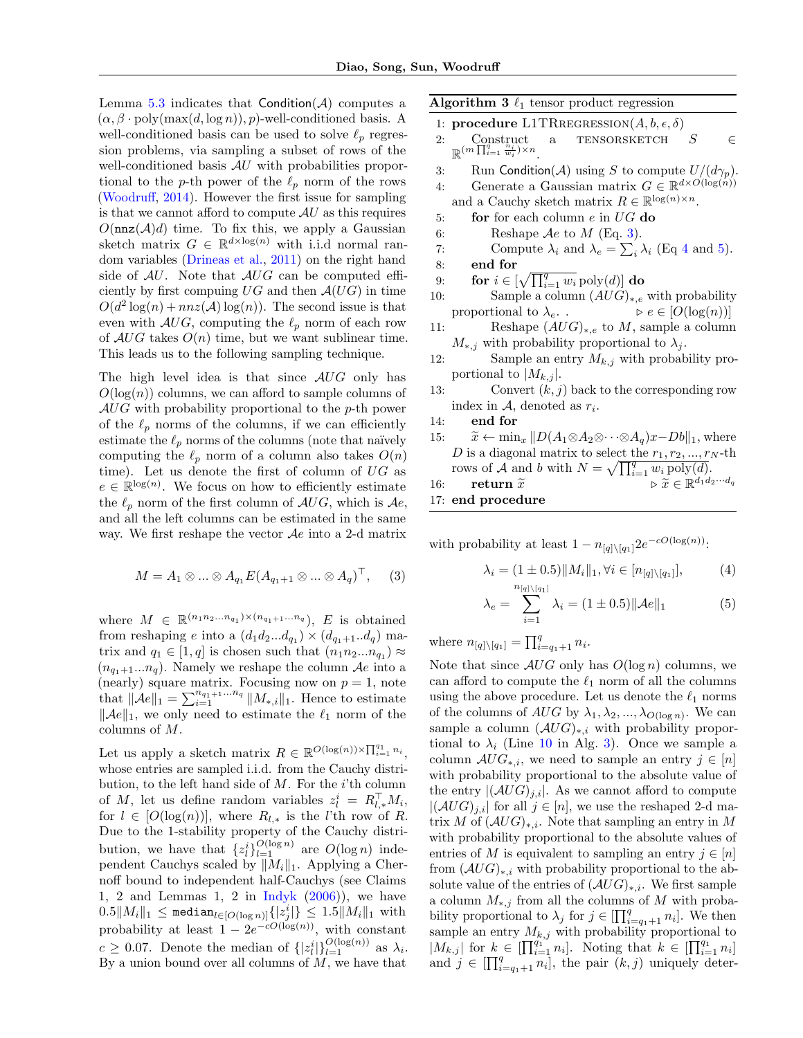Lemma 5.3 indicates that $\mathsf{Condition}(\mathcal{A})$ computes a $(\alpha, \beta \cdot \mathrm{poly}(\max(d, \log n)), p)$-well-conditioned basis. A well-conditioned basis can be used to solve $\ell_p$ regression problems, via sampling a subset of rows of the well-conditioned basis $\mathcal{A}U$ with probabilities proportional to the $p$-th power of the $\ell_p$ norm of the rows (Woodruff, 2014). However the first issue for sampling is that we cannot afford to compute $\mathcal{A}U$ as this requires $O(\mathrm{nnz}(\mathcal{A})d)$ time. To fix this, we apply a Gaussian sketch matrix $G \in \mathbb{R}^{d \times \log(n)}$ with i.i.d normal random variables (Drineas et al., 2011) on the right hand side of $\mathcal{A}U$. Note that $\mathcal{A}UG$ can be computed efficiently by first compuing $UG$ and then $\mathcal{A}(UG)$ in time $O(d^2 \log(n) + nnz(\mathcal{A})\log(n))$. The second issue is that even with $\mathcal{A}UG$, computing the $\ell_p$ norm of each row of $\mathcal{A}UG$ takes $O(n)$ time, but we want sublinear time. This leads us to the following sampling technique.

The high level idea is that since $\mathcal{A}UG$ only has $O(\log(n))$ columns, we can afford to sample columns of $\mathcal{A}UG$ with probability proportional to the $p$-th power of the $\ell_p$ norms of the columns, if we can efficiently estimate the $\ell_p$ norms of the columns (note that naïvely computing the $\ell_p$ norm of a column also takes $O(n)$ time). Let us denote the first of column of $UG$ as $e \in \mathbb{R}^{\log(n)}$. We focus on how to efficiently estimate the $\ell_p$ norm of the first column of $\mathcal{A}UG$, which is $\mathcal{A}e$, and all the left columns can be estimated in the same way. We first reshape the vector $\mathcal{A}e$ into a 2-d matrix

$$M = A_1 \otimes ... \otimes A_{q_1} E(A_{q_1+1} \otimes ... \otimes A_q)^\top, \quad (3)$$

where $M \in \mathbb{R}^{(n_1 n_2 ... n_{q_1}) \times (n_{q_1+1} ... n_q)}$, $E$ is obtained from reshaping $e$ into a $(d_1 d_2 ... d_{q_1}) \times (d_{q_1+1} .. d_q)$ matrix and $q_1 \in [1, q]$ is chosen such that $(n_1 n_2 ... n_{q_1}) \approx (n_{q_1+1} ... n_q)$. Namely we reshape the column $\mathcal{A}e$ into a (nearly) square matrix. Focusing now on $p = 1$, note that $\|\mathcal{A}e\|_1 = \sum_{i=1}^{n_{q_1+1} \cdots n_q} \|M_{*,i}\|_1$. Hence to estimate $\|\mathcal{A}e\|_1$, we only need to estimate the $\ell_1$ norm of the columns of $M$.

Let us apply a sketch matrix $R \in \mathbb{R}^{O(\log(n)) \times \prod_{i=1}^{q_1} n_i}$, whose entries are sampled i.i.d. from the Cauchy distribution, to the left hand side of $M$. For the $i$'th column of $M$, let us define random variables $z_l^i = R_{l,*}^\top M_i$, for $l \in [O(\log(n))]$, where $R_{l,*}$ is the $l$'th row of $R$. Due to the 1-stability property of the Cauchy distribution, we have that $\{z_l^i\}_{l=1}^{O(\log n)}$ are $O(\log n)$ independent Cauchys scaled by $\|M_i\|_1$. Applying a Chernoff bound to independent half-Cauchys (see Claims 1, 2 and Lemmas 1, 2 in Indyk (2006)), we have $0.5\|M_i\|_1 \le \mathtt{median}_{l \in [O(\log n)]}\{|z_j^i|\} \le 1.5\|M_i\|_1$ with probability at least $1 - 2e^{-cO(\log(n))}$, with constant $c \ge 0.07$. Denote the median of $\{|z_l^i|\}_{l=1}^{O(\log(n))}$ as $\lambda_i$. By a union bound over all columns of $M$, we have that

**Algorithm 3** $\ell_1$ tensor product regression

1: **procedure** L1TRRegression$(A, b, \epsilon, \delta)$
2: Construct a TensorSketch $S \in \mathbb{R}^{(m \prod_{i=1}^q \frac{n_i}{w_i}) \times n}$.
3: Run $\mathsf{Condition}(\mathcal{A})$ using $S$ to compute $U/(d\gamma_p)$.
4: Generate a Gaussian matrix $G \in \mathbb{R}^{d \times O(\log(n))}$ and a Cauchy sketch matrix $R \in \mathbb{R}^{\log(n) \times n}$.
5: **for** for each column $e$ in $UG$ **do**
6: Reshape $\mathcal{A}e$ to $M$ (Eq. 3).
7: Compute $\lambda_i$ and $\lambda_e = \sum_i \lambda_i$ (Eq 4 and 5).
8: **end for**
9: **for** $i \in [\sqrt{\prod_{i=1}^q w_i}\,\mathrm{poly}(d)]$ **do**
10: Sample a column $(AUG)_{*,e}$ with probability proportional to $\lambda_e$. . $\triangleright$ $e \in [O(\log(n))]$
11: Reshape $(AUG)_{*,e}$ to $M$, sample a column $M_{*,j}$ with probability proportional to $\lambda_j$.
12: Sample an entry $M_{k,j}$ with probability proportional to $|M_{k,j}|$.
13: Convert $(k, j)$ back to the corresponding row index in $\mathcal{A}$, denoted as $r_i$.
14: **end for**
15: $\widetilde{x} \leftarrow \min_x \|D(A_1 \otimes A_2 \otimes \cdots \otimes A_q)x - Db\|_1$, where $D$ is a diagonal matrix to select the $r_1, r_2, ..., r_N$-th rows of $\mathcal{A}$ and $b$ with $N = \sqrt{\prod_{i=1}^q w_i}\,\mathrm{poly}(d)$.
16: **return** $\widetilde{x}$ $\triangleright$ $\widetilde{x} \in \mathbb{R}^{d_1 d_2 \cdots d_q}$
17: **end procedure**

with probability at least $1 - n_{[q]\setminus[q_1]} 2e^{-cO(\log(n))}$:

$$\lambda_i = (1 \pm 0.5)\|M_i\|_1, \forall i \in [n_{[q]\setminus[q_1]}], \quad (4)$$

$$\lambda_e = \sum_{i=1}^{n_{[q]\setminus[q_1]}} \lambda_i = (1 \pm 0.5)\|\mathcal{A}e\|_1 \quad (5)$$

where $n_{[q]\setminus[q_1]} = \prod_{i=q_1+1}^q n_i$.

Note that since $\mathcal{A}UG$ only has $O(\log n)$ columns, we can afford to compute the $\ell_1$ norm of all the columns using the above procedure. Let us denote the $\ell_1$ norms of the columns of $AUG$ by $\lambda_1, \lambda_2, ..., \lambda_{O(\log n)}$. We can sample a column $(\mathcal{A}UG)_{*,i}$ with probability proportional to $\lambda_i$ (Line 10 in Alg. 3). Once we sample a column $\mathcal{A}UG_{*,i}$, we need to sample an entry $j \in [n]$ with probability proportional to the absolute value of the entry $|(\mathcal{A}UG)_{j,i}|$. As we cannot afford to compute $|(\mathcal{A}UG)_{j,i}|$ for all $j \in [n]$, we use the reshaped 2-d matrix $M$ of $(\mathcal{A}UG)_{*,i}$. Note that sampling an entry in $M$ with probability proportional to the absolute values of entries of $M$ is equivalent to sampling an entry $j \in [n]$ from $(\mathcal{A}UG)_{*,i}$ with probability proportional to the absolute value of the entries of $(\mathcal{A}UG)_{*,i}$. We first sample a column $M_{*,j}$ from all the columns of $M$ with probability proportional to $\lambda_j$ for $j \in [\prod_{i=q_1+1}^q n_i]$. We then sample an entry $M_{k,j}$ with probability proportional to $|M_{k,j}|$ for $k \in [\prod_{i=1}^{q_1} n_i]$. Noting that $k \in [\prod_{i=1}^{q_1} n_i]$ and $j \in [\prod_{i=q_1+1}^q n_i]$, the pair $(k, j)$ uniquely deter-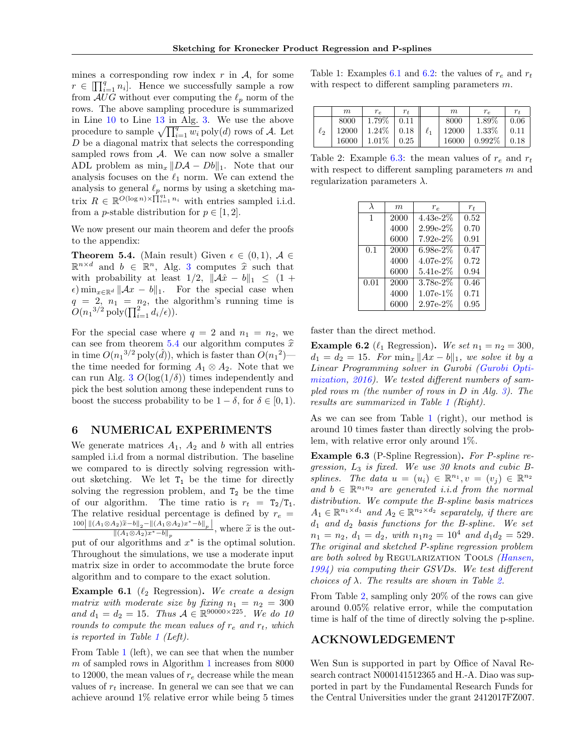mines a corresponding row index $r$ in $\mathcal{A}$, for some $r \in [\prod_{i=1}^{q} n_i]$. Hence we successfully sample a row from $\mathcal{A}UG$ without ever computing the $\ell_p$ norm of the rows. The above sampling procedure is summarized in Line 10 to Line 13 in Alg. 3. We use the above procedure to sample $\sqrt{\prod_{i=1}^{q} w_i}\,\mathrm{poly}(d)$ rows of $\mathcal{A}$. Let $D$ be a diagonal matrix that selects the corresponding sampled rows from $\mathcal{A}$. We can now solve a smaller ADL problem as $\min_x \|D\mathcal{A} - Db\|_1$. Note that our analysis focuses on the $\ell_1$ norm. We can extend the analysis to general $\ell_p$ norms by using a sketching matrix $R \in \mathbb{R}^{O(\log n)\times \prod_{i=1}^{q_1} n_i}$ with entries sampled i.i.d. from a $p$-stable distribution for $p \in [1, 2]$.

We now present our main theorem and defer the proofs to the appendix:

**Theorem 5.4.** (Main result) Given $\epsilon \in (0, 1)$, $\mathcal{A} \in \mathbb{R}^{n\times d}$ and $b \in \mathbb{R}^n$, Alg. 3 computes $\widehat{x}$ such that with probability at least $1/2$, $\|\mathcal{A}\hat{x} - b\|_1 \leq (1 + \epsilon)\min_{x\in\mathbb{R}^d} \|\mathcal{A}x - b\|_1$. For the special case when $q = 2$, $n_1 = n_2$, the algorithm's running time is $O({n_1}^{3/2}\,\mathrm{poly}(\prod_{i=1}^{2} d_i/\epsilon))$.

For the special case where $q = 2$ and $n_1 = n_2$, we can see from theorem 5.4 our algorithm computes $\widehat{x}$ in time $O({n_1}^{3/2}\,\mathrm{poly}(\hat{d}))$, which is faster than $O({n_1}^2)$—the time needed for forming $A_1 \otimes A_2$. Note that we can run Alg. 3 $O(\log(1/\delta))$ times independently and pick the best solution among these independent runs to boost the success probability to be $1 - \delta$, for $\delta \in [0, 1)$.

## 6 NUMERICAL EXPERIMENTS

We generate matrices $A_1$, $A_2$ and $b$ with all entries sampled i.i.d from a normal distribution. The baseline we compared to is directly solving regression without sketching. We let $\mathtt{T}_1$ be the time for directly solving the regression problem, and $\mathtt{T}_2$ be the time of our algorithm. The time ratio is $r_t = \mathtt{T}_2/\mathtt{T}_1$. The relative residual percentage is defined by $r_e = \frac{100\left|\,\|(A_1\otimes A_2)\widetilde{x}-b\|_p - \|(A_1\otimes A_2)x^*-b\|_p\right|}{\|(A_1\otimes A_2)x^*-b\|_p}$, where $\widetilde{x}$ is the output of our algorithms and $x^*$ is the optimal solution. Throughout the simulations, we use a moderate input matrix size in order to accommodate the brute force algorithm and to compare to the exact solution.

**Example 6.1** ($\ell_2$ Regression)**.** *We create a design matrix with moderate size by fixing $n_1 = n_2 = 300$ and $d_1 = d_2 = 15$. Thus $\mathcal{A} \in \mathbb{R}^{90000\times 225}$. We do 10 rounds to compute the mean values of $r_e$ and $r_t$, which is reported in Table 1 (Left).*

From Table 1 (left), we can see that when the number $m$ of sampled rows in Algorithm 1 increases from 8000 to 12000, the mean values of $r_e$ decrease while the mean values of $r_t$ increase. In general we can see that we can achieve around 1% relative error while being 5 times faster than the direct method.

Table 1: Examples 6.1 and 6.2: the values of $r_e$ and $r_t$ with respect to different sampling parameters $m$.

|  | $m$ | $r_e$ | $r_t$ |  | $m$ | $r_e$ | $r_t$ |
|---|---|---|---|---|---|---|---|
| $\ell_2$ | 8000 | 1.79% | 0.11 | $\ell_1$ | 8000 | 1.89% | 0.06 |
|  | 12000 | 1.24% | 0.18 |  | 12000 | 1.33% | 0.11 |
|  | 16000 | 1.01% | 0.25 |  | 16000 | 0.992% | 0.18 |

Table 2: Example 6.3: the mean values of $r_e$ and $r_t$ with respect to different sampling parameters $m$ and regularization parameters $\lambda$.

| $\lambda$ | $m$ | $r_e$ | $r_t$ |
|---|---|---|---|
| 1 | 2000 | 4.43e-2% | 0.52 |
|  | 4000 | 2.99e-2% | 0.70 |
|  | 6000 | 7.92e-2% | 0.91 |
| 0.1 | 2000 | 6.98e-2% | 0.47 |
|  | 4000 | 4.07e-2% | 0.72 |
|  | 6000 | 5.41e-2% | 0.94 |
| 0.01 | 2000 | 3.78e-2% | 0.46 |
|  | 4000 | 1.07e-1% | 0.71 |
|  | 6000 | 2.97e-2% | 0.95 |

**Example 6.2** ($\ell_1$ Regression)**.** *We set $n_1 = n_2 = 300$, $d_1 = d_2 = 15$. For $\min_x \|Ax - b\|_1$, we solve it by a Linear Programming solver in Gurobi (Gurobi Optimization, 2016). We tested different numbers of sampled rows $m$ (the number of rows in $D$ in Alg. 3). The results are summarized in Table 1 (Right).*

As we can see from Table 1 (right), our method is around 10 times faster than directly solving the problem, with relative error only around 1%.

**Example 6.3** (P-Spline Regression)**.** *For P-spline regression, $L_3$ is fixed. We use 30 knots and cubic B-splines. The data $u = (u_i) \in \mathbb{R}^{n_1}, v = (v_j) \in \mathbb{R}^{n_2}$ and $b \in \mathbb{R}^{n_1 n_2}$ are generated i.i.d from the normal distribution. We compute the B-spline basis matrices $A_1 \in \mathbb{R}^{n_1\times d_1}$ and $A_2 \in \mathbb{R}^{n_2\times d_2}$ separately, if there are $d_1$ and $d_2$ basis functions for the B-spline. We set $n_1 = n_2$, $d_1 = d_2$, with $n_1 n_2 = 10^4$ and $d_1 d_2 = 529$. The original and sketched P-spline regression problem are both solved by* Regularization Tools *(Hansen, 1994) via computing their GSVDs. We test different choices of $\lambda$. The results are shown in Table 2.*

From Table 2, sampling only 20% of the rows can give around 0.05% relative error, while the computation time is half of the time of directly solving the p-spline.

## ACKNOWLEDGEMENT

Wen Sun is supported in part by Office of Naval Research contract N000141512365 and H.-A. Diao was supported in part by the Fundamental Research Funds for the Central Universities under the grant 2412017FZ007.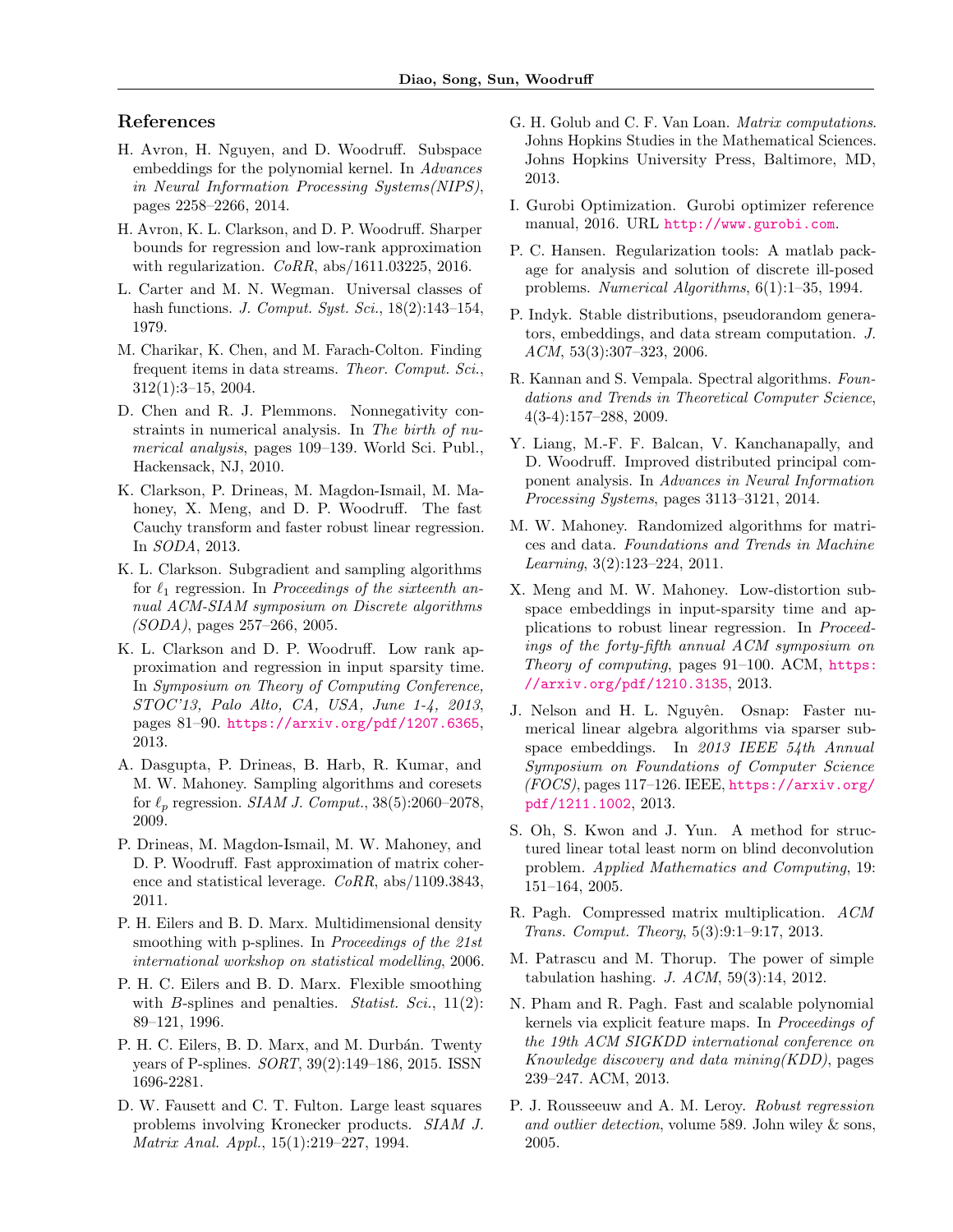## References

H. Avron, H. Nguyen, and D. Woodruff. Subspace embeddings for the polynomial kernel. In *Advances in Neural Information Processing Systems(NIPS)*, pages 2258–2266, 2014.

H. Avron, K. L. Clarkson, and D. P. Woodruff. Sharper bounds for regression and low-rank approximation with regularization. *CoRR*, abs/1611.03225, 2016.

L. Carter and M. N. Wegman. Universal classes of hash functions. *J. Comput. Syst. Sci.*, 18(2):143–154, 1979.

M. Charikar, K. Chen, and M. Farach-Colton. Finding frequent items in data streams. *Theor. Comput. Sci.*, 312(1):3–15, 2004.

D. Chen and R. J. Plemmons. Nonnegativity constraints in numerical analysis. In *The birth of numerical analysis*, pages 109–139. World Sci. Publ., Hackensack, NJ, 2010.

K. Clarkson, P. Drineas, M. Magdon-Ismail, M. Mahoney, X. Meng, and D. P. Woodruff. The fast Cauchy transform and faster robust linear regression. In *SODA*, 2013.

K. L. Clarkson. Subgradient and sampling algorithms for $\ell_1$ regression. In *Proceedings of the sixteenth annual ACM-SIAM symposium on Discrete algorithms (SODA)*, pages 257–266, 2005.

K. L. Clarkson and D. P. Woodruff. Low rank approximation and regression in input sparsity time. In *Symposium on Theory of Computing Conference, STOC'13, Palo Alto, CA, USA, June 1-4, 2013*, pages 81–90. https://arxiv.org/pdf/1207.6365, 2013.

A. Dasgupta, P. Drineas, B. Harb, R. Kumar, and M. W. Mahoney. Sampling algorithms and coresets for $\ell_p$ regression. *SIAM J. Comput.*, 38(5):2060–2078, 2009.

P. Drineas, M. Magdon-Ismail, M. W. Mahoney, and D. P. Woodruff. Fast approximation of matrix coherence and statistical leverage. *CoRR*, abs/1109.3843, 2011.

P. H. Eilers and B. D. Marx. Multidimensional density smoothing with p-splines. In *Proceedings of the 21st international workshop on statistical modelling*, 2006.

P. H. C. Eilers and B. D. Marx. Flexible smoothing with *B*-splines and penalties. *Statist. Sci.*, 11(2): 89–121, 1996.

P. H. C. Eilers, B. D. Marx, and M. Durbán. Twenty years of P-splines. *SORT*, 39(2):149–186, 2015. ISSN 1696-2281.

D. W. Fausett and C. T. Fulton. Large least squares problems involving Kronecker products. *SIAM J. Matrix Anal. Appl.*, 15(1):219–227, 1994.

G. H. Golub and C. F. Van Loan. *Matrix computations*. Johns Hopkins Studies in the Mathematical Sciences. Johns Hopkins University Press, Baltimore, MD, 2013.

I. Gurobi Optimization. Gurobi optimizer reference manual, 2016. URL http://www.gurobi.com.

P. C. Hansen. Regularization tools: A matlab package for analysis and solution of discrete ill-posed problems. *Numerical Algorithms*, 6(1):1–35, 1994.

P. Indyk. Stable distributions, pseudorandom generators, embeddings, and data stream computation. *J. ACM*, 53(3):307–323, 2006.

R. Kannan and S. Vempala. Spectral algorithms. *Foundations and Trends in Theoretical Computer Science*, 4(3-4):157–288, 2009.

Y. Liang, M.-F. F. Balcan, V. Kanchanapally, and D. Woodruff. Improved distributed principal component analysis. In *Advances in Neural Information Processing Systems*, pages 3113–3121, 2014.

M. W. Mahoney. Randomized algorithms for matrices and data. *Foundations and Trends in Machine Learning*, 3(2):123–224, 2011.

X. Meng and M. W. Mahoney. Low-distortion subspace embeddings in input-sparsity time and applications to robust linear regression. In *Proceedings of the forty-fifth annual ACM symposium on Theory of computing*, pages 91–100. ACM, https://arxiv.org/pdf/1210.3135, 2013.

J. Nelson and H. L. Nguyên. Osnap: Faster numerical linear algebra algorithms via sparser subspace embeddings. In *2013 IEEE 54th Annual Symposium on Foundations of Computer Science (FOCS)*, pages 117–126. IEEE, https://arxiv.org/pdf/1211.1002, 2013.

S. Oh, S. Kwon and J. Yun. A method for structured linear total least norm on blind deconvolution problem. *Applied Mathematics and Computing*, 19: 151–164, 2005.

R. Pagh. Compressed matrix multiplication. *ACM Trans. Comput. Theory*, 5(3):9:1–9:17, 2013.

M. Patrascu and M. Thorup. The power of simple tabulation hashing. *J. ACM*, 59(3):14, 2012.

N. Pham and R. Pagh. Fast and scalable polynomial kernels via explicit feature maps. In *Proceedings of the 19th ACM SIGKDD international conference on Knowledge discovery and data mining(KDD)*, pages 239–247. ACM, 2013.

P. J. Rousseeuw and A. M. Leroy. *Robust regression and outlier detection*, volume 589. John wiley & sons, 2005.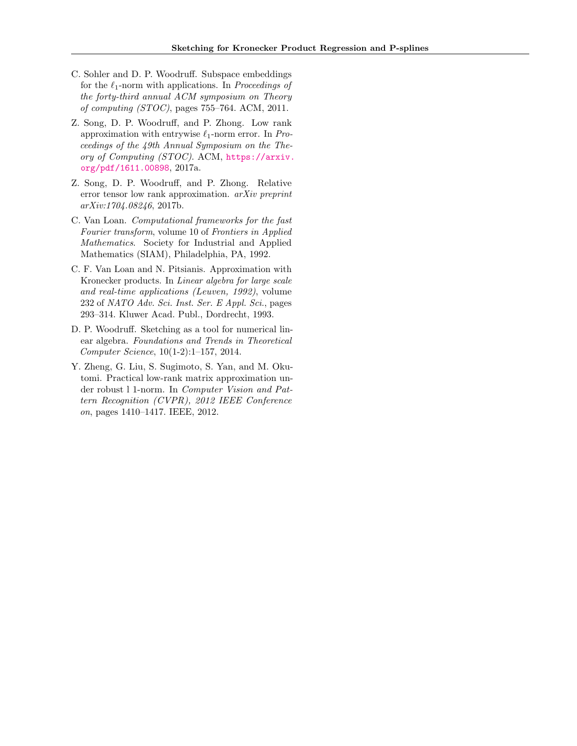C. Sohler and D. P. Woodruff. Subspace embeddings for the $\ell_1$-norm with applications. In *Proceedings of the forty-third annual ACM symposium on Theory of computing (STOC)*, pages 755–764. ACM, 2011.

Z. Song, D. P. Woodruff, and P. Zhong. Low rank approximation with entrywise $\ell_1$-norm error. In *Proceedings of the 49th Annual Symposium on the Theory of Computing (STOC)*. ACM, https://arxiv.org/pdf/1611.00898, 2017a.

Z. Song, D. P. Woodruff, and P. Zhong. Relative error tensor low rank approximation. *arXiv preprint arXiv:1704.08246*, 2017b.

C. Van Loan. *Computational frameworks for the fast Fourier transform*, volume 10 of *Frontiers in Applied Mathematics*. Society for Industrial and Applied Mathematics (SIAM), Philadelphia, PA, 1992.

C. F. Van Loan and N. Pitsianis. Approximation with Kronecker products. In *Linear algebra for large scale and real-time applications (Leuven, 1992)*, volume 232 of *NATO Adv. Sci. Inst. Ser. E Appl. Sci.*, pages 293–314. Kluwer Acad. Publ., Dordrecht, 1993.

D. P. Woodruff. Sketching as a tool for numerical linear algebra. *Foundations and Trends in Theoretical Computer Science*, 10(1-2):1–157, 2014.

Y. Zheng, G. Liu, S. Sugimoto, S. Yan, and M. Okutomi. Practical low-rank matrix approximation under robust l 1-norm. In *Computer Vision and Pattern Recognition (CVPR), 2012 IEEE Conference on*, pages 1410–1417. IEEE, 2012.